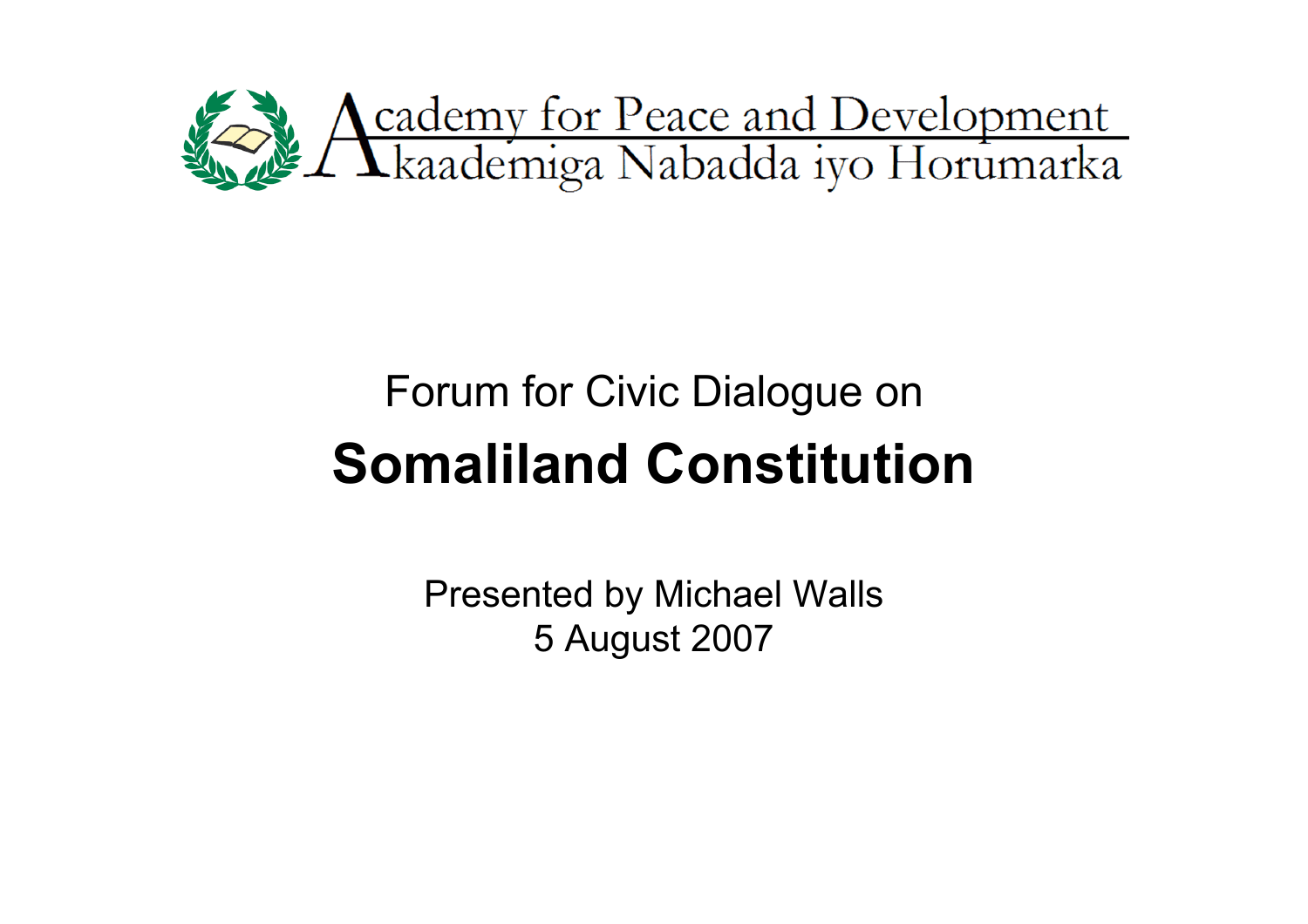Academy for Peace and Development
Akaademiga Nabadda iyo Horumarka

Forum for Civic Dialogue on

# Somaliland Constitution

Presented by Michael Walls
5 August 2007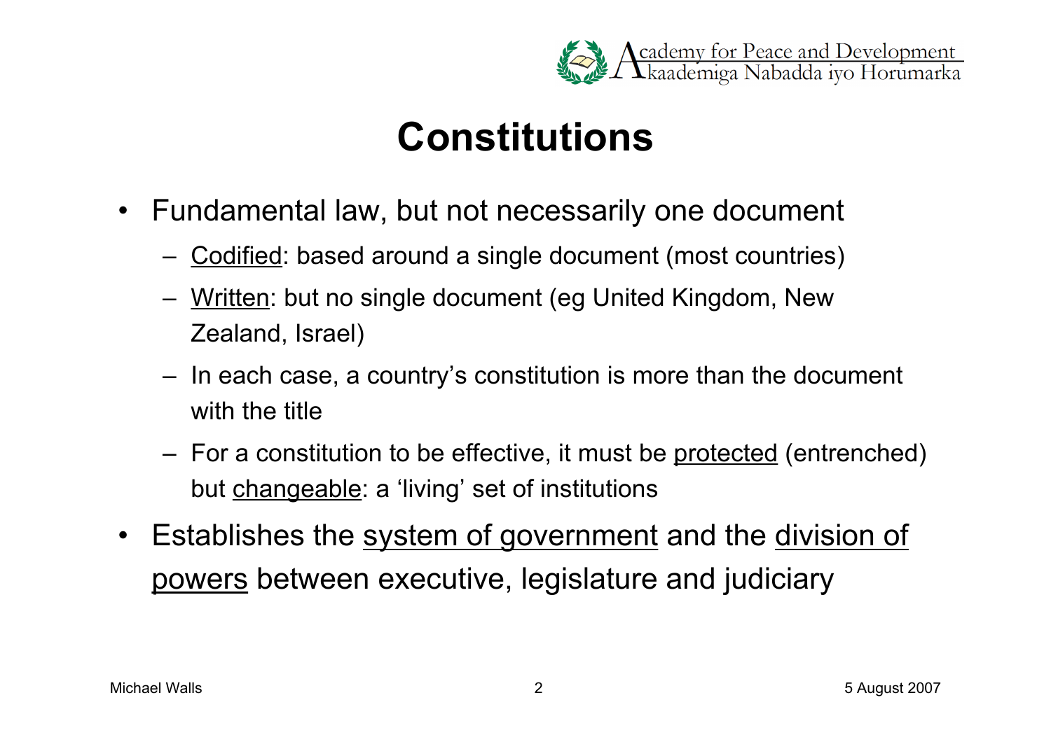# Constitutions

- Fundamental law, but not necessarily one document
  - <u>Codified</u>: based around a single document (most countries)
  - <u>Written</u>: but no single document (eg United Kingdom, New Zealand, Israel)
  - In each case, a country's constitution is more than the document with the title
  - For a constitution to be effective, it must be <u>protected</u> (entrenched) but <u>changeable</u>: a 'living' set of institutions
- Establishes the <u>system of government</u> and the <u>division of powers</u> between executive, legislature and judiciary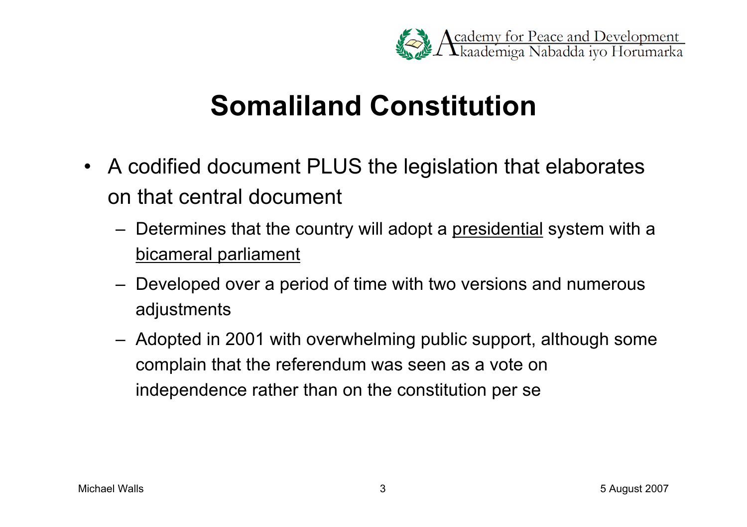# Somaliland Constitution

- A codified document PLUS the legislation that elaborates on that central document
  - Determines that the country will adopt a <u>presidential</u> system with a <u>bicameral parliament</u>
  - Developed over a period of time with two versions and numerous adjustments
  - Adopted in 2001 with overwhelming public support, although some complain that the referendum was seen as a vote on independence rather than on the constitution per se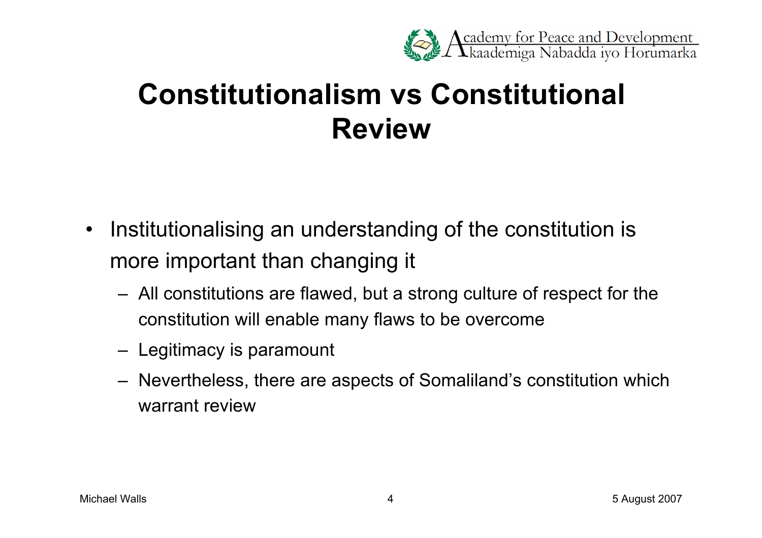# Constitutionalism vs Constitutional Review

- Institutionalising an understanding of the constitution is more important than changing it
  - All constitutions are flawed, but a strong culture of respect for the constitution will enable many flaws to be overcome
  - Legitimacy is paramount
  - Nevertheless, there are aspects of Somaliland's constitution which warrant review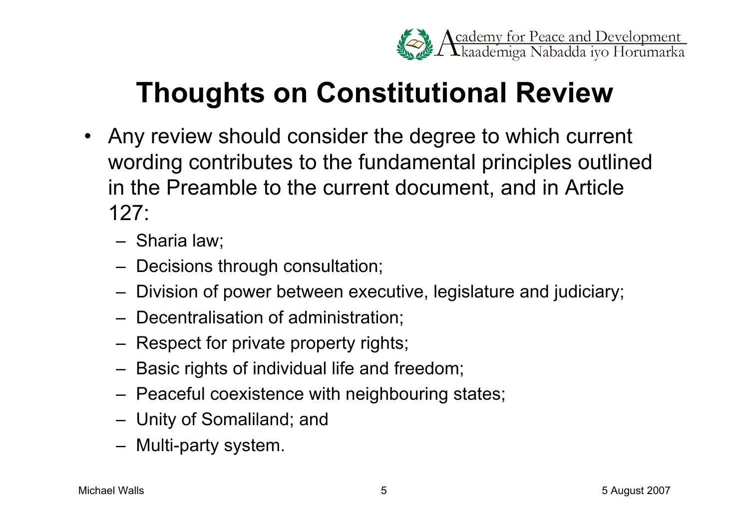# Thoughts on Constitutional Review

- Any review should consider the degree to which current wording contributes to the fundamental principles outlined in the Preamble to the current document, and in Article 127:
  - Sharia law;
  - Decisions through consultation;
  - Division of power between executive, legislature and judiciary;
  - Decentralisation of administration;
  - Respect for private property rights;
  - Basic rights of individual life and freedom;
  - Peaceful coexistence with neighbouring states;
  - Unity of Somaliland; and
  - Multi-party system.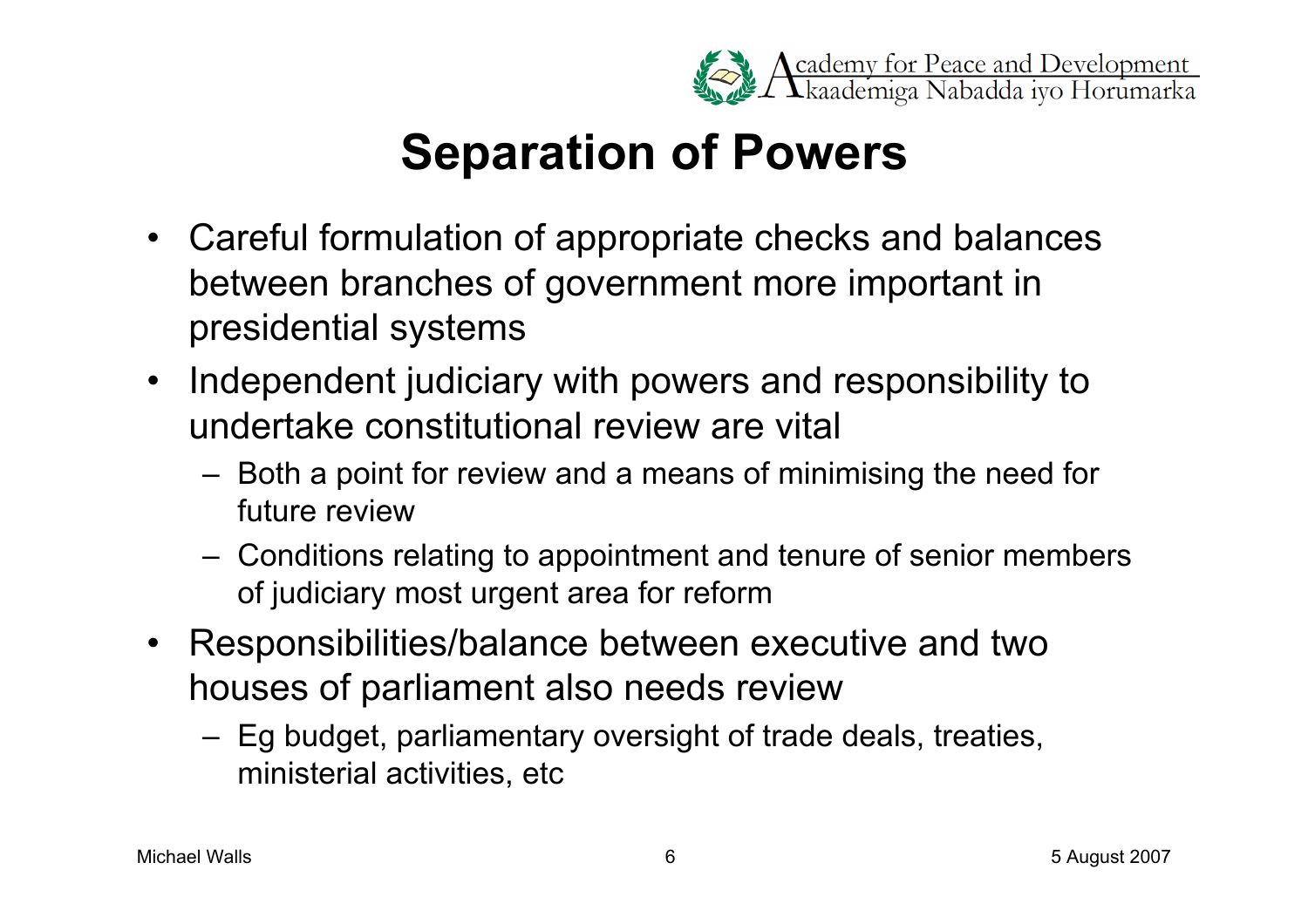# Separation of Powers

- Careful formulation of appropriate checks and balances between branches of government more important in presidential systems
- Independent judiciary with powers and responsibility to undertake constitutional review are vital
  - Both a point for review and a means of minimising the need for future review
  - Conditions relating to appointment and tenure of senior members of judiciary most urgent area for reform
- Responsibilities/balance between executive and two houses of parliament also needs review
  - Eg budget, parliamentary oversight of trade deals, treaties, ministerial activities, etc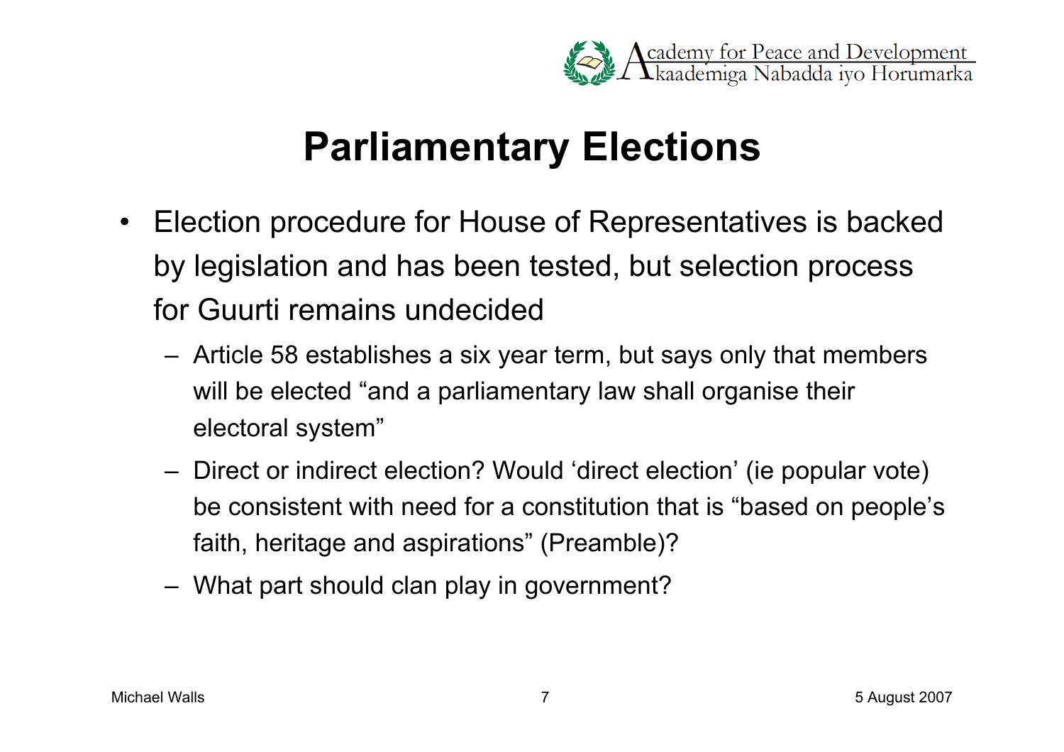# Parliamentary Elections

- Election procedure for House of Representatives is backed by legislation and has been tested, but selection process for Guurti remains undecided
  - Article 58 establishes a six year term, but says only that members will be elected "and a parliamentary law shall organise their electoral system"
  - Direct or indirect election? Would 'direct election' (ie popular vote) be consistent with need for a constitution that is "based on people's faith, heritage and aspirations" (Preamble)?
  - What part should clan play in government?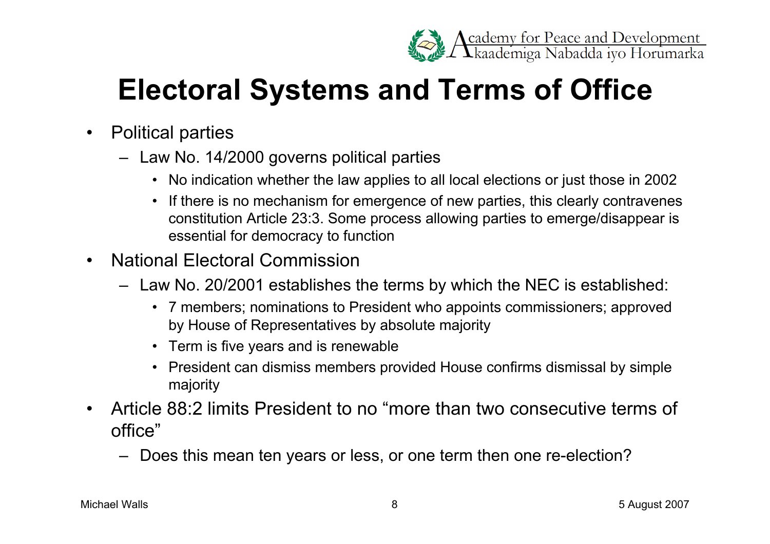# Electoral Systems and Terms of Office

- Political parties
  - Law No. 14/2000 governs political parties
    - No indication whether the law applies to all local elections or just those in 2002
    - If there is no mechanism for emergence of new parties, this clearly contravenes constitution Article 23:3. Some process allowing parties to emerge/disappear is essential for democracy to function
- National Electoral Commission
  - Law No. 20/2001 establishes the terms by which the NEC is established:
    - 7 members; nominations to President who appoints commissioners; approved by House of Representatives by absolute majority
    - Term is five years and is renewable
    - President can dismiss members provided House confirms dismissal by simple majority
- Article 88:2 limits President to no "more than two consecutive terms of office"
  - Does this mean ten years or less, or one term then one re-election?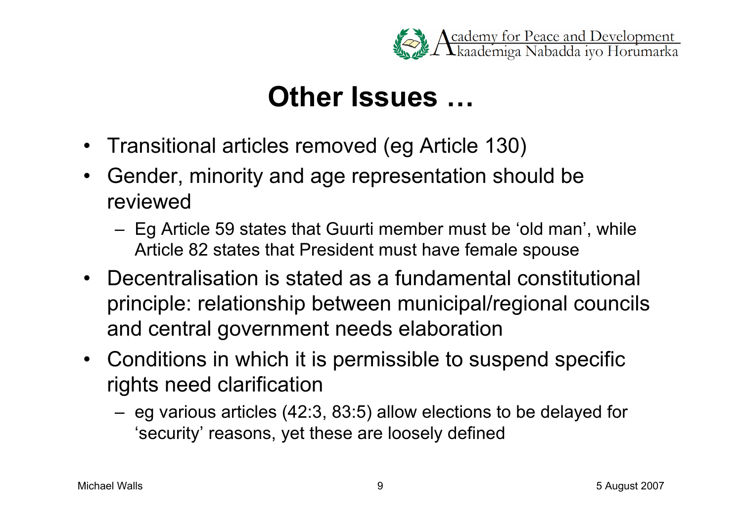# Other Issues …

- Transitional articles removed (eg Article 130)
- Gender, minority and age representation should be reviewed
  - Eg Article 59 states that Guurti member must be 'old man', while Article 82 states that President must have female spouse
- Decentralisation is stated as a fundamental constitutional principle: relationship between municipal/regional councils and central government needs elaboration
- Conditions in which it is permissible to suspend specific rights need clarification
  - eg various articles (42:3, 83:5) allow elections to be delayed for 'security' reasons, yet these are loosely defined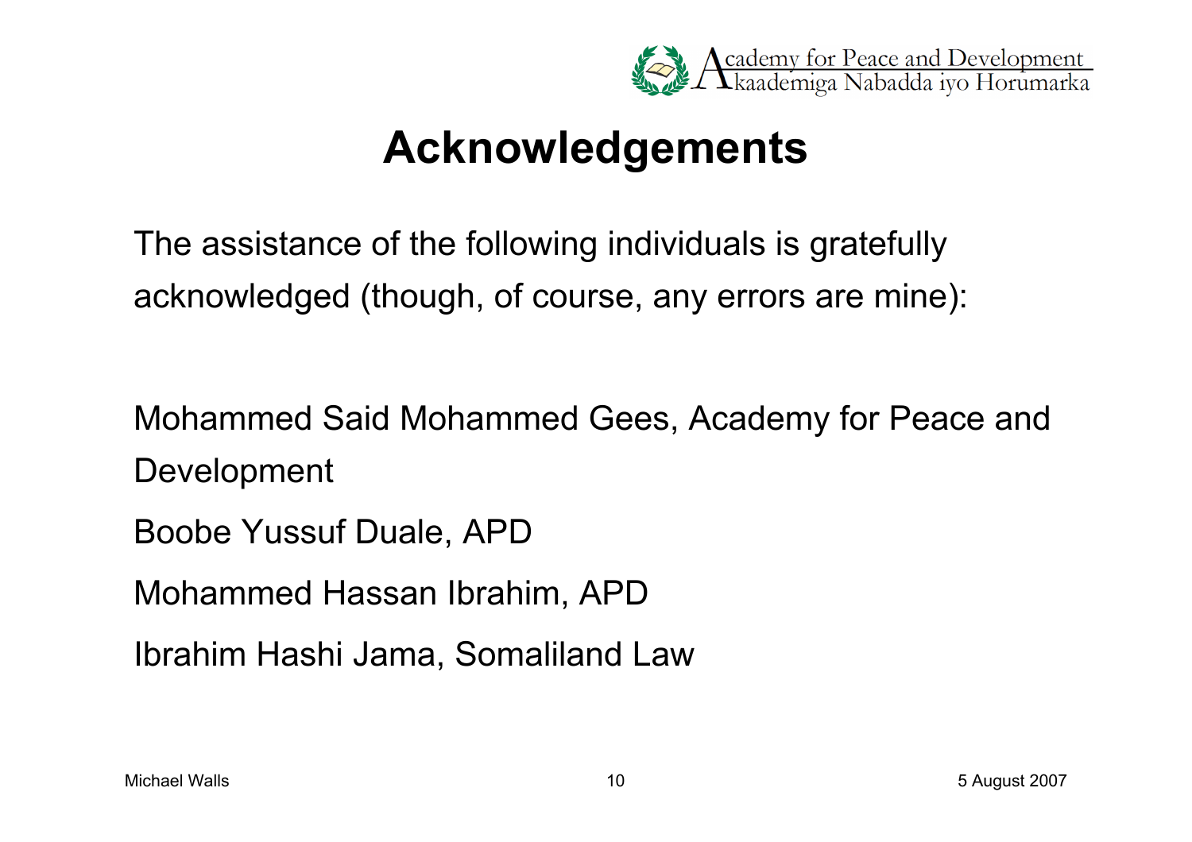# Acknowledgements

The assistance of the following individuals is gratefully acknowledged (though, of course, any errors are mine):

Mohammed Said Mohammed Gees, Academy for Peace and Development

Boobe Yussuf Duale, APD

Mohammed Hassan Ibrahim, APD

Ibrahim Hashi Jama, Somaliland Law